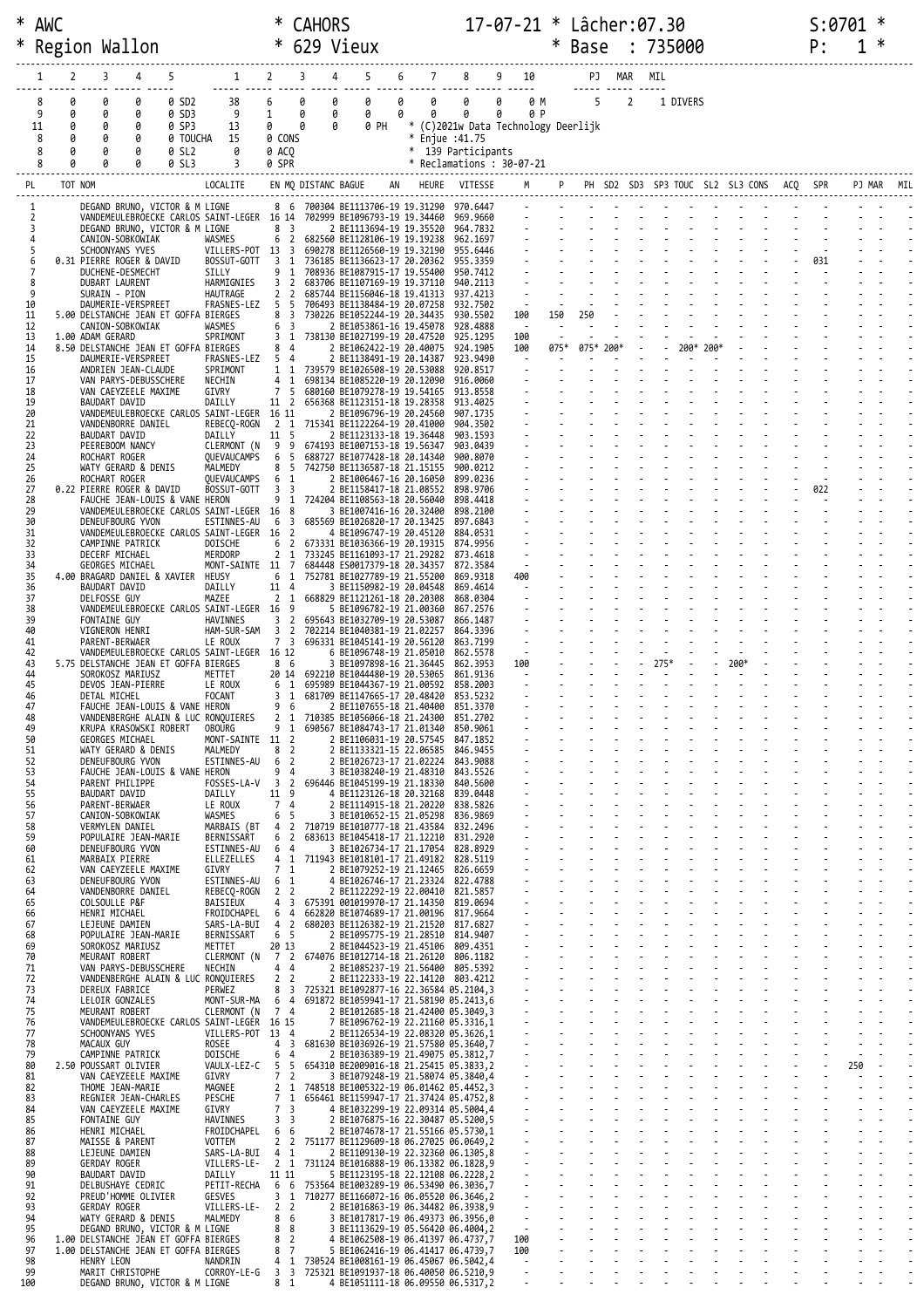```
* AWC                      * CAHORS          17-07-21 * Lâcher:07.30          S:0701 *
* Region Wallon            * 629 Vieux                * Base  : 735000        P:   1 *

 1    2    3    4    5        1    2    3    4    5    6    7    8    9    10        PJ  MAR  MIL
 8    0    0    0    0 SD2   38    6    0    0    0    0    0    0    0    0 M        5    2    1 DIVERS
 9    0    0    0    0 SD3    9    1    0    0    0    0    0    0    0    0 P
11    0    0    0    0 SP3   13    0    0    0    0 PH  * (C)2021w Data Technology Deerlijk
 8    0    0    0    0 TOUCHA 15   0 CONS                * Enjue :41.75
 8    0    0    0    0 SL2    0    0 ACQ                 *   139 Participants
 8    0    0    0    0 SL3    3    0 SPR                 * Reclamations : 30-07-21
```

| PL | TOT | NOM | LOCALITE | EN | MQ | DISTANC | BAGUE AN | HEURE | VITESSE | M | P | PH | SD2 | SD3 | SP3 | TOUC | SL2 | SL3 | CONS | ACQ | SPR | PJ | MAR | MIL |
|---|---|---|---|---|---|---|---|---|---|---|---|---|---|---|---|---|---|---|---|---|---|---|---|---|
| 1 | | DEGAND BRUNO, VICTOR & M | LIGNE | 8 | 6 | 700304 | BE1113706-19 | 19.31290 | 970.6447 | - | - | - | - | - | - | - | - | - | - | - | - | - | - | - |
| 2 | | VANDEMEULEBROECKE CARLOS | SAINT-LEGER | 16 | 14 | 702999 | BE1096793-19 | 19.34460 | 969.9660 | - | - | - | - | - | - | - | - | - | - | - | - | - | - | - |
| 3 | | DEGAND BRUNO, VICTOR & M | LIGNE | 8 | 3 | 2 | BE1113694-19 | 19.35520 | 964.7832 | - | - | - | - | - | - | - | - | - | - | - | - | - | - | - |
| 4 | | CANION-SOBKOWIAK | WASMES | 6 | 2 | 682560 | BE1128106-19 | 19.19238 | 962.1697 | - | - | - | - | - | - | - | - | - | - | - | - | - | - | - |
| 5 | | SCHOONYANS YVES | VILLERS-POT | 13 | 3 | 690278 | BE1126560-19 | 19.32190 | 955.6446 | - | - | - | - | - | - | - | - | - | - | - | - | - | - | - |
| 6 | 0.31 | PIERRE ROGER & DAVID | BOSSUT-GOTT | 3 | 1 | 736185 | BE1136623-17 | 20.20362 | 955.3359 | - | - | - | - | - | - | - | - | - | - | - | 031 | - | - | - |
| 7 | | DUCHENE-DESMECHT | SILLY | 9 | 1 | 708936 | BE1087915-17 | 19.55400 | 950.7412 | - | - | - | - | - | - | - | - | - | - | - | - | - | - | - |
| 8 | | DUBART LAURENT | HARMIGNIES | 3 | 2 | 683706 | BE1107169-19 | 19.37110 | 940.2113 | - | - | - | - | - | - | - | - | - | - | - | - | - | - | - |
| 9 | | SURAIN - PION | HAUTRAGE | 2 | 2 | 685744 | BE1156046-18 | 19.41313 | 937.4213 | - | - | - | - | - | - | - | - | - | - | - | - | - | - | - |
| 10 | | DAUMERIE-VERSPREET | FRASNES-LEZ | 5 | 5 | 706493 | BE1138484-19 | 20.07258 | 932.7502 | - | - | - | - | - | - | - | - | - | - | - | - | - | - | - |
| 11 | 5.00 | DELSTANCHE JEAN ET GOFFA | BIERGES | 8 | 3 | 730226 | BE1052244-19 | 20.34435 | 930.5502 | 100 | 150 | 250 | - | - | - | - | - | - | - | - | - | - | - | - |
| 12 | | CANION-SOBKOWIAK | WASMES | 6 | 3 | 2 | BE1053861-16 | 19.45078 | 928.4888 | - | - | - | - | - | - | - | - | - | - | - | - | - | - | - |
| 13 | 1.00 | ADAM GERARD | SPRIMONT | 3 | 1 | 738130 | BE1027199-19 | 20.47520 | 925.1295 | 100 | - | - | - | - | - | - | - | - | - | - | - | - | - | - |
| 14 | 8.50 | DELSTANCHE JEAN ET GOFFA | BIERGES | 8 | 4 | 2 | BE1062422-19 | 20.40075 | 924.1905 | 100 | 075* | 075* | 200* | - | - | - | 200* | 200* | - | - | - | - | - | - |
| 15 | | DAUMERIE-VERSPREET | FRASNES-LEZ | 5 | 4 | 2 | BE1138491-19 | 20.14387 | 923.9490 | - | - | - | - | - | - | - | - | - | - | - | - | - | - | - |
| 16 | | ANDRIEN JEAN-CLAUDE | SPRIMONT | 1 | 1 | 739579 | BE1026508-19 | 20.53088 | 920.8517 | - | - | - | - | - | - | - | - | - | - | - | - | - | - | - |
| 17 | | VAN PARYS-DEBUSSCHERE | NECHIN | 4 | 1 | 698134 | BE1085220-19 | 20.12090 | 916.0060 | - | - | - | - | - | - | - | - | - | - | - | - | - | - | - |
| 18 | | VAN CAEYZEELE MAXIME | GIVRY | 7 | 5 | 680160 | BE1079278-19 | 19.54165 | 913.8558 | - | - | - | - | - | - | - | - | - | - | - | - | - | - | - |
| 19 | | BAUDART DAVID | DAILLY | 11 | 2 | 656368 | BE1123151-18 | 19.28358 | 913.4025 | - | - | - | - | - | - | - | - | - | - | - | - | - | - | - |
| 20 | | VANDEMEULEBROECKE CARLOS | SAINT-LEGER | 16 | 11 | 2 | BE1096796-19 | 20.24560 | 907.1735 | - | - | - | - | - | - | - | - | - | - | - | - | - | - | - |
| 21 | | VANDENBORRE DANIEL | REBECQ-ROGN | 2 | 1 | 715341 | BE1122264-19 | 20.41000 | 904.3502 | - | - | - | - | - | - | - | - | - | - | - | - | - | - | - |
| 22 | | BAUDART DAVID | DAILLY | 11 | 5 | 2 | BE1123133-18 | 19.36448 | 903.1593 | - | - | - | - | - | - | - | - | - | - | - | - | - | - | - |
| 23 | | PEEREBOOM NANCY | CLERMONT (N | 9 | 9 | 674193 | BE1007153-18 | 19.56347 | 903.0439 | - | - | - | - | - | - | - | - | - | - | - | - | - | - | - |
| 24 | | ROCHART ROGER | QUEVAUCAMPS | 6 | 5 | 688727 | BE1077428-18 | 20.14340 | 900.8070 | - | - | - | - | - | - | - | - | - | - | - | - | - | - | - |
| 25 | | WATY GERARD & DENIS | MALMEDY | 8 | 5 | 742750 | BE1136587-18 | 21.15155 | 900.0212 | - | - | - | - | - | - | - | - | - | - | - | - | - | - | - |
| 26 | | ROCHART ROGER | QUEVAUCAMPS | 6 | 1 | 2 | BE1006467-16 | 20.16050 | 899.0236 | - | - | - | - | - | - | - | - | - | - | - | - | - | - | - |
| 27 | 0.22 | PIERRE ROGER & DAVID | BOSSUT-GOTT | 3 | 3 | 2 | BE1158417-18 | 21.08552 | 898.9706 | - | - | - | - | - | - | - | - | - | - | - | 022 | - | - | - |
| 28 | | FAUCHE JEAN-LOUIS & VANE | HERON | 9 | 1 | 724204 | BE1108563-18 | 20.56040 | 898.4418 | - | - | - | - | - | - | - | - | - | - | - | - | - | - | - |
| 29 | | VANDEMEULEBROECKE CARLOS | SAINT-LEGER | 16 | 8 | 3 | BE1007416-16 | 20.32400 | 898.2100 | - | - | - | - | - | - | - | - | - | - | - | - | - | - | - |
| 30 | | DENEUFBOURG YVON | ESTINNES-AU | 6 | 3 | 685569 | BE1026820-17 | 20.13425 | 897.6843 | - | - | - | - | - | - | - | - | - | - | - | - | - | - | - |
| 31 | | VANDEMEULEBROECKE CARLOS | SAINT-LEGER | 16 | 2 | 4 | BE1096747-19 | 20.45120 | 884.0531 | - | - | - | - | - | - | - | - | - | - | - | - | - | - | - |
| 32 | | CAMPINNE PATRICK | DOISCHE | 6 | 2 | 673331 | BE1036366-19 | 20.19315 | 874.9956 | - | - | - | - | - | - | - | - | - | - | - | - | - | - | - |
| 33 | | DECERF MICHAEL | MERDORP | 2 | 1 | 733245 | BE1161093-17 | 21.29282 | 873.4618 | - | - | - | - | - | - | - | - | - | - | - | - | - | - | - |
| 34 | | GEORGES MICHAEL | MONT-SAINTE | 11 | 7 | 684448 | ES0017379-18 | 20.34357 | 872.3584 | - | - | - | - | - | - | - | - | - | - | - | - | - | - | - |
| 35 | 4.00 | BRAGARD DANIEL & XAVIER | HEUSY | 6 | 1 | 752781 | BE1027789-19 | 21.55200 | 869.9318 | 400 | - | - | - | - | - | - | - | - | - | - | - | - | - | - |
| 36 | | BAUDART DAVID | DAILLY | 11 | 4 | 3 | BE1150982-19 | 20.04548 | 869.4614 | - | - | - | - | - | - | - | - | - | - | - | - | - | - | - |
| 37 | | DELFOSSE GUY | MAZEE | 2 | 1 | 668829 | BE1121261-18 | 20.20308 | 868.0304 | - | - | - | - | - | - | - | - | - | - | - | - | - | - | - |
| 38 | | VANDEMEULEBROECKE CARLOS | SAINT-LEGER | 16 | 9 | 5 | BE1096782-19 | 21.00360 | 867.2576 | - | - | - | - | - | - | - | - | - | - | - | - | - | - | - |
| 39 | | FONTAINE GUY | HAVINNES | 3 | 2 | 695643 | BE1032709-19 | 20.53087 | 866.1487 | - | - | - | - | - | - | - | - | - | - | - | - | - | - | - |
| 40 | | VIGNERON HENRI | HAM-SUR-SAM | 3 | 2 | 702214 | BE1040381-19 | 21.02257 | 864.3396 | - | - | - | - | - | - | - | - | - | - | - | - | - | - | - |
| 41 | | PARENT-BERWAER | LE ROUX | 7 | 3 | 696331 | BE1045141-19 | 20.56120 | 863.7199 | - | - | - | - | - | - | - | - | - | - | - | - | - | - | - |
| 42 | | VANDEMEULEBROECKE CARLOS | SAINT-LEGER | 16 | 12 | 6 | BE1096748-19 | 21.05010 | 862.5578 | - | - | - | - | - | - | - | - | - | - | - | - | - | - | - |
| 43 | 5.75 | DELSTANCHE JEAN ET GOFFA | BIERGES | 8 | 6 | 3 | BE1097898-16 | 21.36445 | 862.3953 | 100 | - | - | - | - | 275* | - | - | 200* | - | - | - | - | - | - |
| 44 | | SOROKOSZ MARIUSZ | METTET | 20 | 14 | 692210 | BE1044480-19 | 20.53065 | 861.9136 | - | - | - | - | - | - | - | - | - | - | - | - | - | - | - |
| 45 | | DEVOS JEAN-PIERRE | LE ROUX | 6 | 1 | 695989 | BE1044367-19 | 21.00592 | 858.2003 | - | - | - | - | - | - | - | - | - | - | - | - | - | - | - |
| 46 | | DETAL MICHEL | FOCANT | 3 | 1 | 681709 | BE1147665-17 | 20.48420 | 853.5232 | - | - | - | - | - | - | - | - | - | - | - | - | - | - | - |
| 47 | | FAUCHE JEAN-LOUIS & VANE | HERON | 9 | 6 | 2 | BE1107655-18 | 21.40400 | 851.3370 | - | - | - | - | - | - | - | - | - | - | - | - | - | - | - |
| 48 | | VANDENBERGHE ALAIN & LUC | RONQUIERES | 2 | 1 | 710385 | BE1056066-18 | 21.24300 | 851.2702 | - | - | - | - | - | - | - | - | - | - | - | - | - | - | - |
| 49 | | KRUPA KRASOWSKI ROBERT | OBOURG | 9 | 1 | 690567 | BE1084743-17 | 21.01340 | 850.9061 | - | - | - | - | - | - | - | - | - | - | - | - | - | - | - |
| 50 | | GEORGES MICHAEL | MONT-SAINTE | 11 | 2 | 2 | BE1106031-19 | 20.57545 | 847.1852 | - | - | - | - | - | - | - | - | - | - | - | - | - | - | - |
| 51 | | WATY GERARD & DENIS | MALMEDY | 8 | 2 | 2 | BE1133321-15 | 22.06585 | 846.9455 | - | - | - | - | - | - | - | - | - | - | - | - | - | - | - |
| 52 | | DENEUFBOURG YVON | ESTINNES-AU | 6 | 2 | 2 | BE1026723-17 | 21.02224 | 843.9088 | - | - | - | - | - | - | - | - | - | - | - | - | - | - | - |
| 53 | | FAUCHE JEAN-LOUIS & VANE | HERON | 9 | 4 | 3 | BE1038240-19 | 21.48310 | 843.5526 | - | - | - | - | - | - | - | - | - | - | - | - | - | - | - |
| 54 | | PARENT PHILIPPE | FOSSES-LA-V | 3 | 2 | 696446 | BE1045199-19 | 21.18330 | 840.5600 | - | - | - | - | - | - | - | - | - | - | - | - | - | - | - |
| 55 | | BAUDART DAVID | DAILLY | 11 | 9 | 4 | BE1123126-18 | 20.32168 | 839.0448 | - | - | - | - | - | - | - | - | - | - | - | - | - | - | - |
| 56 | | PARENT-BERWAER | LE ROUX | 7 | 4 | 2 | BE1114915-18 | 21.20220 | 838.5826 | - | - | - | - | - | - | - | - | - | - | - | - | - | - | - |
| 57 | | CANION-SOBKOWIAK | WASMES | 6 | 5 | 3 | BE1010652-15 | 21.05298 | 836.9869 | - | - | - | - | - | - | - | - | - | - | - | - | - | - | - |
| 58 | | VERMYLEN DANIEL | MARBAIS (BT | 4 | 2 | 710719 | BE1010777-18 | 21.43584 | 832.2496 | - | - | - | - | - | - | - | - | - | - | - | - | - | - | - |
| 59 | | POPULAIRE JEAN-MARIE | BERNISSART | 6 | 2 | 683613 | BE1045418-17 | 21.12210 | 831.2920 | - | - | - | - | - | - | - | - | - | - | - | - | - | - | - |
| 60 | | DENEUFBOURG YVON | ESTINNES-AU | 6 | 4 | 3 | BE1026734-17 | 21.17054 | 828.8929 | - | - | - | - | - | - | - | - | - | - | - | - | - | - | - |
| 61 | | MARBAIX PIERRE | ELLEZELLES | 4 | 1 | 711943 | BE1018101-17 | 21.49182 | 828.5119 | - | - | - | - | - | - | - | - | - | - | - | - | - | - | - |
| 62 | | VAN CAEYZEELE MAXIME | GIVRY | 7 | 1 | 2 | BE1079252-19 | 21.12465 | 826.6659 | - | - | - | - | - | - | - | - | - | - | - | - | - | - | - |
| 63 | | DENEUFBOURG YVON | ESTINNES-AU | 6 | 1 | 4 | BE1026746-17 | 21.23324 | 822.4788 | - | - | - | - | - | - | - | - | - | - | - | - | - | - | - |
| 64 | | VANDENBORRE DANIEL | REBECQ-ROGN | 2 | 2 | 2 | BE1122292-19 | 22.00410 | 821.5857 | - | - | - | - | - | - | - | - | - | - | - | - | - | - | - |
| 65 | | COLSOULLE P&F | BAISIEUX | 4 | 3 | 675391 | 001019970-17 | 21.14350 | 819.0694 | - | - | - | - | - | - | - | - | - | - | - | - | - | - | - |
| 66 | | HENRI MICHAEL | FROIDCHAPEL | 6 | 4 | 662820 | BE1074689-17 | 21.00196 | 817.9664 | - | - | - | - | - | - | - | - | - | - | - | - | - | - | - |
| 67 | | LEJEUNE DAMIEN | SARS-LA-BUI | 4 | 2 | 680203 | BE1126382-19 | 21.21520 | 817.6827 | - | - | - | - | - | - | - | - | - | - | - | - | - | - | - |
| 68 | | POPULAIRE JEAN-MARIE | BERNISSART | 6 | 5 | 2 | BE1095775-19 | 21.28510 | 814.9407 | - | - | - | - | - | - | - | - | - | - | - | - | - | - | - |
| 69 | | SOROKOSZ MARIUSZ | METTET | 20 | 13 | 2 | BE1044523-19 | 21.45106 | 809.4351 | - | - | - | - | - | - | - | - | - | - | - | - | - | - | - |
| 70 | | MEURANT ROBERT | CLERMONT (N | 7 | 2 | 674076 | BE1012714-18 | 21.26120 | 806.1182 | - | - | - | - | - | - | - | - | - | - | - | - | - | - | - |
| 71 | | VAN PARYS-DEBUSSCHERE | NECHIN | 4 | 4 | 2 | BE1085237-19 | 21.56400 | 805.5392 | - | - | - | - | - | - | - | - | - | - | - | - | - | - | - |
| 72 | | VANDENBERGHE ALAIN & LUC | RONQUIERES | 2 | 2 | 2 | BE1122333-19 | 22.14120 | 803.4212 | - | - | - | - | - | - | - | - | - | - | - | - | - | - | - |
| 73 | | DEREUX FABRICE | PERWEZ | 8 | 3 | 725321 | BE1092877-16 | 22.36584 | 05.2104,3 | - | - | - | - | - | - | - | - | - | - | - | - | - | - | - |
| 74 | | LELOIR GONZALES | MONT-SUR-MA | 6 | 4 | 691872 | BE1059941-17 | 21.58190 | 05.2413,6 | - | - | - | - | - | - | - | - | - | - | - | - | - | - | - |
| 75 | | MEURANT ROBERT | CLERMONT (N | 7 | 4 | 2 | BE1012685-18 | 21.42400 | 05.3049,3 | - | - | - | - | - | - | - | - | - | - | - | - | - | - | - |
| 76 | | VANDEMEULEBROECKE CARLOS | SAINT-LEGER | 16 | 15 | 7 | BE1096762-19 | 22.21160 | 05.3316,1 | - | - | - | - | - | - | - | - | - | - | - | - | - | - | - |
| 77 | | SCHOONYANS YVES | VILLERS-POT | 13 | 4 | 2 | BE1126534-19 | 22.08320 | 05.3626,1 | - | - | - | - | - | - | - | - | - | - | - | - | - | - | - |
| 78 | | MACAUX GUY | ROSEE | 4 | 3 | 681630 | BE1036926-19 | 21.57580 | 05.3640,7 | - | - | - | - | - | - | - | - | - | - | - | - | - | - | - |
| 79 | | CAMPINNE PATRICK | DOISCHE | 6 | 4 | 2 | BE1036389-19 | 21.49075 | 05.3812,7 | - | - | - | - | - | - | - | - | - | - | - | - | - | - | - |
| 80 | 2.50 | POUSSART OLIVIER | VAULX-LEZ-C | 5 | 5 | 654310 | BE2009016-18 | 21.25415 | 05.3833,2 | - | - | - | - | - | - | - | - | - | - | - | 250 | - | - | - |
| 81 | | VAN CAEYZEELE MAXIME | GIVRY | 7 | 2 | 3 | BE1079248-19 | 21.58074 | 05.3840,4 | - | - | - | - | - | - | - | - | - | - | - | - | - | - | - |
| 82 | | THOME JEAN-MARIE | MAGNEE | 2 | 1 | 748518 | BE1005322-19 | 06.01462 | 05.4452,3 | - | - | - | - | - | - | - | - | - | - | - | - | - | - | - |
| 83 | | REGNIER JEAN-CHARLES | PESCHE | 7 | 1 | 656461 | BE1159947-17 | 21.37424 | 05.4752,8 | - | - | - | - | - | - | - | - | - | - | - | - | - | - | - |
| 84 | | VAN CAEYZEELE MAXIME | GIVRY | 7 | 3 | 4 | BE1032299-19 | 22.09314 | 05.5004,4 | - | - | - | - | - | - | - | - | - | - | - | - | - | - | - |
| 85 | | FONTAINE GUY | HAVINNES | 3 | 3 | 2 | BE1076875-16 | 22.30487 | 05.5200,5 | - | - | - | - | - | - | - | - | - | - | - | - | - | - | - |
| 86 | | HENRI MICHAEL | FROIDCHAPEL | 6 | 6 | 2 | BE1074678-17 | 21.55166 | 05.5730,1 | - | - | - | - | - | - | - | - | - | - | - | - | - | - | - |
| 87 | | MAISSE & PARENT | VOTTEM | 2 | 2 | 751177 | BE1129609-18 | 06.27025 | 06.0649,2 | - | - | - | - | - | - | - | - | - | - | - | - | - | - | - |
| 88 | | LEJEUNE DAMIEN | SARS-LA-BUI | 4 | 1 | 2 | BE1109130-19 | 22.32360 | 06.1305,8 | - | - | - | - | - | - | - | - | - | - | - | - | - | - | - |
| 89 | | GERDAY ROGER | VILLERS-LE- | 2 | 1 | 731124 | BE1016888-19 | 06.13382 | 06.1828,9 | - | - | - | - | - | - | - | - | - | - | - | - | - | - | - |
| 90 | | BAUDART DAVID | DAILLY | 11 | 11 | 5 | BE1123195-18 | 22.12108 | 06.2228,2 | - | - | - | - | - | - | - | - | - | - | - | - | - | - | - |
| 91 | | DELBUSHAYE CEDRIC | PETIT-RECHA | 6 | 6 | 753564 | BE1003289-19 | 06.53490 | 06.3036,7 | - | - | - | - | - | - | - | - | - | - | - | - | - | - | - |
| 92 | | PREUD'HOMME OLIVIER | GESVES | 3 | 1 | 710277 | BE1166072-16 | 06.05520 | 06.3646,2 | - | - | - | - | - | - | - | - | - | - | - | - | - | - | - |
| 93 | | GERDAY ROGER | VILLERS-LE- | 2 | 2 | 2 | BE1016863-19 | 06.34482 | 06.3938,9 | - | - | - | - | - | - | - | - | - | - | - | - | - | - | - |
| 94 | | WATY GERARD & DENIS | MALMEDY | 8 | 6 | 3 | BE1017817-19 | 06.49373 | 06.3956,0 | - | - | - | - | - | - | - | - | - | - | - | - | - | - | - |
| 95 | | DEGAND BRUNO, VICTOR & M | LIGNE | 8 | 8 | 3 | BE1113629-19 | 05.56420 | 06.4004,2 | - | - | - | - | - | - | - | - | - | - | - | - | - | - | - |
| 96 | 1.00 | DELSTANCHE JEAN ET GOFFA | BIERGES | 8 | 2 | 4 | BE1062508-19 | 06.41397 | 06.4737,7 | 100 | - | - | - | - | - | - | - | - | - | - | - | - | - | - |
| 97 | 1.00 | DELSTANCHE JEAN ET GOFFA | BIERGES | 8 | 7 | 5 | BE1062416-19 | 06.41417 | 06.4739,7 | 100 | - | - | - | - | - | - | - | - | - | - | - | - | - | - |
| 98 | | HENRY LEON | NANDRIN | 4 | 1 | 730524 | BE1008161-19 | 06.45067 | 06.5042,4 | - | - | - | - | - | - | - | - | - | - | - | - | - | - | - |
| 99 | | MARIT CHRISTOPHE | CORROY-LE-G | 3 | 3 | 725321 | BE1091937-18 | 06.40050 | 06.5210,9 | - | - | - | - | - | - | - | - | - | - | - | - | - | - | - |
| 100 | | DEGAND BRUNO, VICTOR & M | LIGNE | 8 | 1 | 4 | BE1051111-18 | 06.09150 | 06.5317,2 | - | - | - | - | - | - | - | - | - | - | - | - | - | - | - |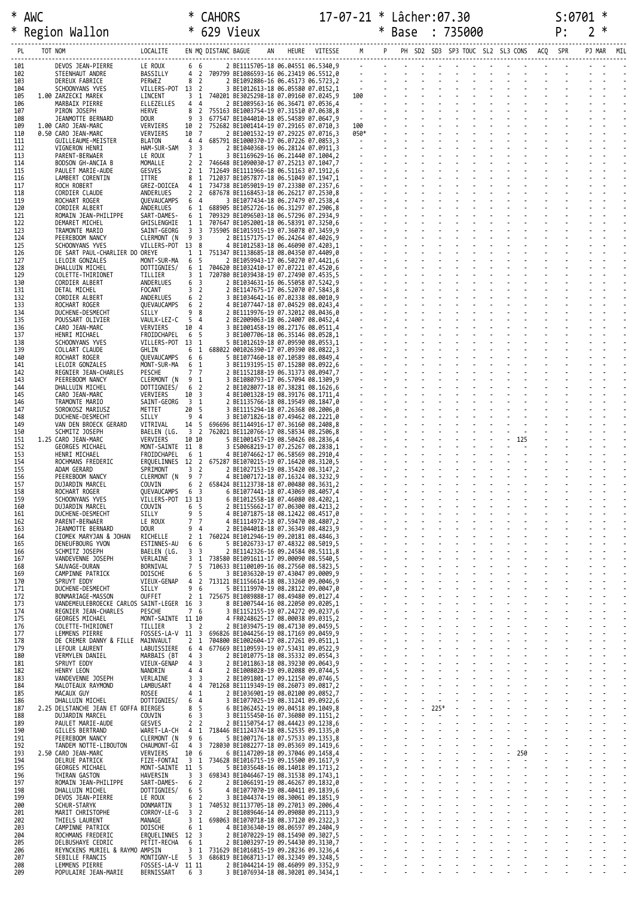\* AWC \* CAHORS 17-07-21 \* Lâcher:07.30 S:0701 \*
\* Region Wallon \* 629 Vieux \* Base : 735000 P: 2 \*

| PL | TOT | NOM | LOCALITE | EN | MQ | DISTANC | BAGUE AN | HEURE | VITESSE | M | P | PH | SD2 | SD3 | SP3 | TOUC | SL2 | SL3 | CONS | ACQ | SPR | PJ | MAR | MIL |
|---|---|---|---|---|---|---|---|---|---|---|---|---|---|---|---|---|---|---|---|---|---|---|---|---|
| 101 | | DEVOS JEAN-PIERRE | LE ROUX | 6 | 6 | 2 | BE1115705-18 | 06.04551 | 06.5340,9 | - | - | - | - | - | - | - | - | - | - | - | - | - | - | - |
| 102 | | STEENHAUT ANDRE | BASSILLY | 4 | 2 | 709799 | BE1086593-16 | 06.23419 | 06.5512,0 | - | - | - | - | - | - | - | - | - | - | - | - | - | - | - |
| 103 | | DEREUX FABRICE | PERWEZ | 8 | 2 | 2 | BE1092886-16 | 06.45173 | 06.5723,2 | - | - | - | - | - | - | - | - | - | - | - | - | - | - | - |
| 104 | | SCHOONYANS YVES | VILLERS-POT | 13 | 2 | 3 | BE1012613-18 | 06.05580 | 07.0152,1 | - | - | - | - | - | - | - | - | - | - | - | - | - | - | - |
| 105 | 1.00 | ZARZECKI MAREK | LINCENT | 3 | 1 | 740201 | BE3025298-18 | 07.09160 | 07.0245,9 | 100 | - | - | - | - | - | - | - | - | - | - | - | - | - | - |
| 106 | | MARBAIX PIERRE | ELLEZELLES | 4 | 4 | 2 | BE1089563-16 | 06.36471 | 07.0536,4 | - | - | - | - | - | - | - | - | - | - | - | - | - | - | - |
| 107 | | PIRON JOSEPH | HERVE | 8 | 2 | 755163 | BE1003754-19 | 07.31510 | 07.0638,8 | - | - | - | - | - | - | - | - | - | - | - | - | - | - | - |
| 108 | | JEANMOTTE BERNARD | DOUR | 9 | 3 | 677547 | BE1044010-18 | 05.54589 | 07.0647,9 | - | - | - | - | - | - | - | - | - | - | - | - | - | - | - |
| 109 | 1.00 | CARO JEAN-MARC | VERVIERS | 10 | 2 | 752682 | BE1001414-19 | 07.29165 | 07.0710,3 | 100 | - | - | - | - | - | - | - | - | - | - | - | - | - | - |
| 110 | 0.50 | CARO JEAN-MARC | VERVIERS | 10 | 7 | 2 | BE1001532-19 | 07.29225 | 07.0716,3 | 050* | - | - | - | - | - | - | - | - | - | - | - | - | - | - |
| 111 | | GUILLEAUME-MEISTER | BLATON | 4 | 4 | 685791 | BE1000370-17 | 06.07226 | 07.0853,3 | - | - | - | - | - | - | - | - | - | - | - | - | - | - | - |
| 112 | | VIGNERON HENRI | HAM-SUR-SAM | 3 | 3 | 2 | BE1040368-19 | 06.28124 | 07.0911,3 | - | - | - | - | - | - | - | - | - | - | - | - | - | - | - |
| 113 | | PARENT-BERWAER | LE ROUX | 7 | 1 | 3 | BE1169629-16 | 06.21440 | 07.1004,2 | - | - | - | - | - | - | - | - | - | - | - | - | - | - | - |
| 114 | | BODSON GH-ANCIA B | MOMALLE | 2 | 2 | 746648 | BE1090030-17 | 07.25213 | 07.1047,7 | - | - | - | - | - | - | - | - | - | - | - | - | - | - | - |
| 115 | | PAULET MARIE-AUDE | GESVES | 2 | 1 | 712649 | BE1111966-18 | 06.51163 | 07.1912,6 | - | - | - | - | - | - | - | - | - | - | - | - | - | - | - |
| 116 | | LAMBERT CORENTIN | ITTRE | 8 | 1 | 712037 | BE1057877-18 | 06.51049 | 07.1947,1 | - | - | - | - | - | - | - | - | - | - | - | - | - | - | - |
| 117 | | ROCH ROBERT | GREZ-DOICEA | 4 | 1 | 734738 | BE1059019-19 | 07.23380 | 07.2357,6 | - | - | - | - | - | - | - | - | - | - | - | - | - | - | - |
| 118 | | CORDIER CLAUDE | ANDERLUES | 2 | 2 | 687678 | BE1168453-18 | 06.26217 | 07.2530,8 | - | - | - | - | - | - | - | - | - | - | - | - | - | - | - |
| 119 | | ROCHART ROGER | QUEVAUCAMPS | 6 | 4 | 3 | BE1077434-18 | 06.27479 | 07.2538,4 | - | - | - | - | - | - | - | - | - | - | - | - | - | - | - |
| 120 | | CORDIER ALBERT | ANDERLUES | 6 | 1 | 688905 | BE1052726-16 | 06.31297 | 07.2906,8 | - | - | - | - | - | - | - | - | - | - | - | - | - | - | - |
| 121 | | ROMAIN JEAN-PHILIPPE | SART-DAMES- | 6 | 1 | 709529 | BE1096503-18 | 06.57296 | 07.2934,9 | - | - | - | - | - | - | - | - | - | - | - | - | - | - | - |
| 122 | | DEMARET MICHEL | GHISLENGHIE | 1 | 1 | 707647 | BE1052001-18 | 06.58391 | 07.3250,6 | - | - | - | - | - | - | - | - | - | - | - | - | - | - | - |
| 123 | | TRAMONTE MARIO | SAINT-GEORG | 3 | 3 | 735905 | BE1015915-19 | 07.36078 | 07.3459,9 | - | - | - | - | - | - | - | - | - | - | - | - | - | - | - |
| 124 | | PEEREBOOM NANCY | CLERMONT (N | 9 | 3 | 2 | BE1157175-17 | 06.24264 | 07.4026,9 | - | - | - | - | - | - | - | - | - | - | - | - | - | - | - |
| 125 | | SCHOONYANS YVES | VILLERS-POT | 13 | 8 | 4 | BE1012583-18 | 06.46090 | 07.4203,1 | - | - | - | - | - | - | - | - | - | - | - | - | - | - | - |
| 126 | | DE SART PAUL-CHARLIER DO | OREYE | 1 | 1 | 751347 | BE1138685-18 | 08.04350 | 07.4409,0 | - | - | - | - | - | - | - | - | - | - | - | - | - | - | - |
| 127 | | LELOIR GONZALES | MONT-SUR-MA | 6 | 5 | 2 | BE1059943-17 | 06.50270 | 07.4421,6 | - | - | - | - | - | - | - | - | - | - | - | - | - | - | - |
| 128 | | DHALLUIN MICHEL | DOTTIGNIES/ | 6 | 1 | 704620 | BE1032410-17 | 07.07221 | 07.4520,6 | - | - | - | - | - | - | - | - | - | - | - | - | - | - | - |
| 129 | | COLETTE-THIRIONET | TILLIER | 3 | 1 | 720780 | BE1039438-19 | 07.27490 | 07.4535,5 | - | - | - | - | - | - | - | - | - | - | - | - | - | - | - |
| 130 | | CORDIER ALBERT | ANDERLUES | 6 | 3 | 2 | BE1034631-16 | 06.55058 | 07.5242,9 | - | - | - | - | - | - | - | - | - | - | - | - | - | - | - |
| 131 | | DETAL MICHEL | FOCANT | 3 | 2 | 2 | BE1147675-17 | 06.52070 | 07.5843,8 | - | - | - | - | - | - | - | - | - | - | - | - | - | - | - |
| 132 | | CORDIER ALBERT | ANDERLUES | 6 | 2 | 3 | BE1034642-16 | 07.02338 | 08.0010,9 | - | - | - | - | - | - | - | - | - | - | - | - | - | - | - |
| 133 | | ROCHART ROGER | QUEVAUCAMPS | 6 | 2 | 4 | BE1077447-18 | 07.04529 | 08.0243,4 | - | - | - | - | - | - | - | - | - | - | - | - | - | - | - |
| 134 | | DUCHENE-DESMECHT | SILLY | 9 | 8 | 2 | BE1119976-19 | 07.32012 | 08.0436,0 | - | - | - | - | - | - | - | - | - | - | - | - | - | - | - |
| 135 | | POUSSART OLIVIER | VAULX-LEZ-C | 5 | 4 | 2 | BE2009063-18 | 06.24007 | 08.0452,4 | - | - | - | - | - | - | - | - | - | - | - | - | - | - | - |
| 136 | | CARO JEAN-MARC | VERVIERS | 10 | 4 | 3 | BE1001458-19 | 08.27176 | 08.0511,4 | - | - | - | - | - | - | - | - | - | - | - | - | - | - | - |
| 137 | | HENRI MICHAEL | FROIDCHAPEL | 6 | 5 | 3 | BE1007706-18 | 06.35146 | 08.0528,1 | - | - | - | - | - | - | - | - | - | - | - | - | - | - | - |
| 138 | | SCHOONYANS YVES | VILLERS-POT | 13 | 1 | 5 | BE1012619-18 | 07.09590 | 08.0553,1 | - | - | - | - | - | - | - | - | - | - | - | - | - | - | - |
| 139 | | COLLART CLAUDE | GHLIN | 6 | 1 | 688022 | 001026390-17 | 07.09390 | 08.0822,3 | - | - | - | - | - | - | - | - | - | - | - | - | - | - | - |
| 140 | | ROCHART ROGER | QUEVAUCAMPS | 6 | 6 | 5 | BE1077460-18 | 07.10589 | 08.0849,4 | - | - | - | - | - | - | - | - | - | - | - | - | - | - | - |
| 141 | | LELOIR GONZALES | MONT-SUR-MA | 6 | 1 | 3 | BE1193195-15 | 07.15280 | 08.0922,6 | - | - | - | - | - | - | - | - | - | - | - | - | - | - | - |
| 142 | | REGNIER JEAN-CHARLES | PESCHE | 7 | 7 | 2 | BE1152188-19 | 06.31373 | 08.0947,7 | - | - | - | - | - | - | - | - | - | - | - | - | - | - | - |
| 143 | | PEEREBOOM NANCY | CLERMONT (N | 9 | 1 | 3 | BE1080793-17 | 06.57094 | 08.1309,9 | - | - | - | - | - | - | - | - | - | - | - | - | - | - | - |
| 144 | | DHALLUIN MICHEL | DOTTIGNIES/ | 6 | 2 | 2 | BE1028077-18 | 07.38281 | 08.1626,6 | - | - | - | - | - | - | - | - | - | - | - | - | - | - | - |
| 145 | | CARO JEAN-MARC | VERVIERS | 10 | 3 | 4 | BE1001328-19 | 08.39176 | 08.1711,4 | - | - | - | - | - | - | - | - | - | - | - | - | - | - | - |
| 146 | | TRAMONTE MARIO | SAINT-GEORG | 3 | 1 | 2 | BE1135766-18 | 08.19549 | 08.1847,0 | - | - | - | - | - | - | - | - | - | - | - | - | - | - | - |
| 147 | | SOROKOSZ MARIUSZ | METTET | 20 | 5 | 3 | BE1115294-18 | 07.26368 | 08.2006,0 | - | - | - | - | - | - | - | - | - | - | - | - | - | - | - |
| 148 | | DUCHENE-DESMECHT | SILLY | 9 | 4 | 3 | BE1071826-18 | 07.49462 | 08.2221,0 | - | - | - | - | - | - | - | - | - | - | - | - | - | - | - |
| 149 | | VAN DEN BROECK GERARD | VITRIVAL | 14 | 5 | 696696 | BE1144916-17 | 07.36160 | 08.2408,8 | - | - | - | - | - | - | - | - | - | - | - | - | - | - | - |
| 150 | | SCHMITZ JOSEPH | BAELEN (LG. | 3 | 2 | 762021 | BE1120766-17 | 08.58534 | 08.2506,8 | - | - | - | - | - | - | - | - | - | - | - | - | - | - | - |
| 151 | 1.25 | CARO JEAN-MARC | VERVIERS | 10 | 10 | 5 | BE1001457-19 | 08.50426 | 08.2836,4 | - | - | - | - | - | - | - | - | - | 125 | - | - | - | - | - |
| 152 | | GEORGES MICHAEL | MONT-SAINTE | 11 | 8 | 3 | ES0068219-17 | 07.25267 | 08.2838,1 | - | - | - | - | - | - | - | - | - | - | - | - | - | - | - |
| 153 | | HENRI MICHAEL | FROIDCHAPEL | 6 | 1 | 4 | BE1074662-17 | 06.58569 | 08.2910,4 | - | - | - | - | - | - | - | - | - | - | - | - | - | - | - |
| 154 | | ROCHMANS FREDERIC | ERQUELINNES | 12 | 2 | 675287 | BE1070215-19 | 07.16420 | 08.3120,5 | - | - | - | - | - | - | - | - | - | - | - | - | - | - | - |
| 155 | | ADAM GERARD | SPRIMONT | 3 | 2 | 2 | BE1027153-19 | 08.35420 | 08.3147,2 | - | - | - | - | - | - | - | - | - | - | - | - | - | - | - |
| 156 | | PEEREBOOM NANCY | CLERMONT (N | 9 | 7 | 4 | BE1007172-18 | 07.16324 | 08.3232,9 | - | - | - | - | - | - | - | - | - | - | - | - | - | - | - |
| 157 | | DUJARDIN MARCEL | COUVIN | 6 | 2 | 658424 | BE1123738-18 | 07.00480 | 08.3631,2 | - | - | - | - | - | - | - | - | - | - | - | - | - | - | - |
| 158 | | ROCHART ROGER | QUEVAUCAMPS | 6 | 3 | 6 | BE1077441-18 | 07.43069 | 08.4057,4 | - | - | - | - | - | - | - | - | - | - | - | - | - | - | - |
| 159 | | SCHOONYANS YVES | VILLERS-POT | 13 | 13 | 6 | BE1012558-18 | 07.46080 | 08.4202,1 | - | - | - | - | - | - | - | - | - | - | - | - | - | - | - |
| 160 | | DUJARDIN MARCEL | COUVIN | 6 | 5 | 2 | BE1155662-17 | 07.06300 | 08.4213,2 | - | - | - | - | - | - | - | - | - | - | - | - | - | - | - |
| 161 | | DUCHENE-DESMECHT | SILLY | 9 | 5 | 4 | BE1071875-18 | 08.12422 | 08.4517,0 | - | - | - | - | - | - | - | - | - | - | - | - | - | - | - |
| 162 | | PARENT-BERWAER | LE ROUX | 7 | 7 | 4 | BE1114972-18 | 07.59470 | 08.4807,2 | - | - | - | - | - | - | - | - | - | - | - | - | - | - | - |
| 163 | | JEANMOTTE BERNARD | DOUR | 9 | 4 | 2 | BE1044018-18 | 07.36349 | 08.4823,9 | - | - | - | - | - | - | - | - | - | - | - | - | - | - | - |
| 164 | | CIOMEK MARYJAN & JOHAN | RICHELLE | 2 | 1 | 760224 | BE1012946-19 | 09.20181 | 08.4846,3 | - | - | - | - | - | - | - | - | - | - | - | - | - | - | - |
| 165 | | DENEUFBOURG YVON | ESTINNES-AU | 6 | 6 | 5 | BE1026733-17 | 07.48322 | 08.5019,5 | - | - | - | - | - | - | - | - | - | - | - | - | - | - | - |
| 166 | | SCHMITZ JOSEPH | BAELEN (LG. | 3 | 3 | 2 | BE1142326-16 | 09.24584 | 08.5111,8 | - | - | - | - | - | - | - | - | - | - | - | - | - | - | - |
| 167 | | VANDEVENNE JOSEPH | VERLAINE | 3 | 1 | 738580 | BE1091611-17 | 09.00090 | 08.5540,5 | - | - | - | - | - | - | - | - | - | - | - | - | - | - | - |
| 168 | | SAUVAGE-DURAN | BORNIVAL | 7 | 5 | 710633 | BE1100109-16 | 08.27560 | 08.5823,5 | - | - | - | - | - | - | - | - | - | - | - | - | - | - | - |
| 169 | | CAMPINNE PATRICK | DOISCHE | 6 | 5 | 3 | BE1036320-19 | 07.43047 | 09.0009,9 | - | - | - | - | - | - | - | - | - | - | - | - | - | - | - |
| 170 | | SPRUYT EDDY | VIEUX-GENAP | 4 | 2 | 713121 | BE1156614-18 | 08.33260 | 09.0046,9 | - | - | - | - | - | - | - | - | - | - | - | - | - | - | - |
| 171 | | DUCHENE-DESMECHT | SILLY | 9 | 6 | 5 | BE1119970-19 | 08.28122 | 09.0047,0 | - | - | - | - | - | - | - | - | - | - | - | - | - | - | - |
| 172 | | BONMARIAGE-MASSON | OUFFET | 2 | 1 | 725675 | BE1089888-17 | 08.49480 | 09.0127,4 | - | - | - | - | - | - | - | - | - | - | - | - | - | - | - |
| 173 | | VANDEMEULEBROECKE CARLOS | SAINT-LEGER | 16 | 3 | 8 | BE1007544-16 | 08.22050 | 09.0205,1 | - | - | - | - | - | - | - | - | - | - | - | - | - | - | - |
| 174 | | REGNIER JEAN-CHARLES | PESCHE | 7 | 6 | 3 | BE1152155-19 | 07.24272 | 09.0237,6 | - | - | - | - | - | - | - | - | - | - | - | - | - | - | - |
| 175 | | GEORGES MICHAEL | MONT-SAINTE | 11 | 10 | 4 | FR0248625-17 | 08.00038 | 09.0315,2 | - | - | - | - | - | - | - | - | - | - | - | - | - | - | - |
| 176 | | COLETTE-THIRIONET | TILLIER | 3 | 2 | 2 | BE1039475-19 | 08.47130 | 09.0459,5 | - | - | - | - | - | - | - | - | - | - | - | - | - | - | - |
| 177 | | LEMMENS PIERRE | FOSSES-LA-V | 11 | 3 | 696826 | BE1044256-19 | 08.17169 | 09.0459,9 | - | - | - | - | - | - | - | - | - | - | - | - | - | - | - |
| 178 | | DE CREMER DANNY & FILLE | MAINVAULT | 2 | 1 | 704800 | BE1002604-17 | 08.27261 | 09.0511,1 | - | - | - | - | - | - | - | - | - | - | - | - | - | - | - |
| 179 | | LEFOUR LAURENT | LABUISSIERE | 6 | 4 | 677669 | BE1109593-19 | 07.53431 | 09.0522,9 | - | - | - | - | - | - | - | - | - | - | - | - | - | - | - |
| 180 | | VERMYLEN DANIEL | MARBAIS (BT | 4 | 3 | 2 | BE1010775-18 | 08.35332 | 09.0554,3 | - | - | - | - | - | - | - | - | - | - | - | - | - | - | - |
| 181 | | SPRUYT EDDY | VIEUX-GENAP | 4 | 3 | 2 | BE1011863-18 | 08.39230 | 09.0643,9 | - | - | - | - | - | - | - | - | - | - | - | - | - | - | - |
| 182 | | HENRY LEON | NANDRIN | 4 | 4 | 2 | BE1008028-19 | 09.02088 | 09.0744,5 | - | - | - | - | - | - | - | - | - | - | - | - | - | - | - |
| 183 | | VANDEVENNE JOSEPH | VERLAINE | 3 | 3 | 2 | BE1091801-17 | 09.12150 | 09.0746,5 | - | - | - | - | - | - | - | - | - | - | - | - | - | - | - |
| 184 | | MALOTEAUX RAYMOND | LAMBUSART | 4 | 4 | 701268 | BE1119349-19 | 08.26073 | 09.0817,2 | - | - | - | - | - | - | - | - | - | - | - | - | - | - | - |
| 185 | | MACAUX GUY | ROSEE | 4 | 1 | 2 | BE1036901-19 | 08.02100 | 09.0852,7 | - | - | - | - | - | - | - | - | - | - | - | - | - | - | - |
| 186 | | DHALLUIN MICHEL | DOTTIGNIES/ | 6 | 4 | 3 | BE1077025-19 | 08.31241 | 09.0922,6 | - | - | - | - | - | - | - | - | - | - | - | - | - | - | - |
| 187 | 2.25 | DELSTANCHE JEAN ET GOFFA | BIERGES | 8 | 5 | 6 | BE1062452-19 | 09.04518 | 09.1049,8 | - | - | - | - | - | 225* | - | - | - | - | - | - | - | - | - |
| 188 | | DUJARDIN MARCEL | COUVIN | 6 | 3 | 3 | BE1155450-16 | 07.36080 | 09.1151,2 | - | - | - | - | - | - | - | - | - | - | - | - | - | - | - |
| 189 | | PAULET MARIE-AUDE | GESVES | 2 | 2 | 2 | BE1150754-17 | 08.44423 | 09.1238,6 | - | - | - | - | - | - | - | - | - | - | - | - | - | - | - |
| 190 | | GILLES BERTRAND | WARET-LA-CH | 4 | 1 | 718446 | BE1124374-18 | 08.52535 | 09.1335,0 | - | - | - | - | - | - | - | - | - | - | - | - | - | - | - |
| 191 | | PEEREBOOM NANCY | CLERMONT (N | 9 | 6 | 5 | BE1007176-18 | 07.57533 | 09.1353,8 | - | - | - | - | - | - | - | - | - | - | - | - | - | - | - |
| 192 | | TANDEM NOTTE-LIBOUTON | CHAUMONT-GI | 4 | 3 | 728030 | BE1082277-18 | 09.05369 | 09.1419,6 | - | - | - | - | - | - | - | - | - | - | - | - | - | - | - |
| 193 | 2.50 | CARO JEAN-MARC | VERVIERS | 10 | 6 | 6 | BE1147209-19 | 09.37046 | 09.1458,4 | - | - | - | - | - | - | - | - | - | 250 | - | - | - | - | - |
| 194 | | DELRUE PATRICK | FIZE-FONTAI | 3 | 1 | 734628 | BE1016715-19 | 09.15500 | 09.1617,9 | - | - | - | - | - | - | - | - | - | - | - | - | - | - | - |
| 195 | | GEORGES MICHAEL | MONT-SAINTE | 11 | 5 | 5 | BE1035648-16 | 08.14018 | 09.1713,2 | - | - | - | - | - | - | - | - | - | - | - | - | - | - | - |
| 196 | | THIRAN GASTON | HAVERSIN | 3 | 3 | 698343 | BE1046467-19 | 08.31538 | 09.1743,1 | - | - | - | - | - | - | - | - | - | - | - | - | - | - | - |
| 197 | | ROMAIN JEAN-PHILIPPE | SART-DAMES- | 6 | 2 | 2 | BE1066191-19 | 08.46267 | 09.1832,0 | - | - | - | - | - | - | - | - | - | - | - | - | - | - | - |
| 198 | | DHALLUIN MICHEL | DOTTIGNIES/ | 6 | 5 | 4 | BE1077070-19 | 08.40411 | 09.1839,6 | - | - | - | - | - | - | - | - | - | - | - | - | - | - | - |
| 199 | | DEVOS JEAN-PIERRE | LE ROUX | 6 | 2 | 3 | BE1044374-19 | 08.30061 | 09.1851,9 | - | - | - | - | - | - | - | - | - | - | - | - | - | - | - |
| 200 | | SCHUR-STARYK | DONMARTIN | 3 | 1 | 740532 | BE1137705-18 | 09.27013 | 09.2006,4 | - | - | - | - | - | - | - | - | - | - | - | - | - | - | - |
| 201 | | MARIT CHRISTOPHE | CORROY-LE-G | 3 | 2 | 2 | BE1089646-19 | 09.09080 | 09.2113,9 | - | - | - | - | - | - | - | - | - | - | - | - | - | - | - |
| 202 | | THIELS LAURENT | MANAGE | 3 | 1 | 698063 | BE1070718-18 | 08.37120 | 09.2322,3 | - | - | - | - | - | - | - | - | - | - | - | - | - | - | - |
| 203 | | CAMPINNE PATRICK | DOISCHE | 6 | 1 | 4 | BE1036340-19 | 08.06597 | 09.2404,9 | - | - | - | - | - | - | - | - | - | - | - | - | - | - | - |
| 204 | | ROCHMANS FREDERIC | ERQUELINNES | 12 | 3 | 2 | BE1070229-19 | 08.15490 | 09.3027,5 | - | - | - | - | - | - | - | - | - | - | - | - | - | - | - |
| 205 | | DELBUSHAYE CEDRIC | PETIT-RECHA | 6 | 1 | 2 | BE1003297-19 | 09.54430 | 09.3130,7 | - | - | - | - | - | - | - | - | - | - | - | - | - | - | - |
| 206 | | REYNCKENS MURIEL & RAYMO | AMPSIN | 3 | 1 | 731629 | BE1016815-19 | 09.28236 | 09.3236,4 | - | - | - | - | - | - | - | - | - | - | - | - | - | - | - |
| 207 | | SEBILLE FRANCIS | MONTIGNY-LE | 5 | 3 | 686819 | BE1068713-17 | 08.32349 | 09.3248,5 | - | - | - | - | - | - | - | - | - | - | - | - | - | - | - |
| 208 | | LEMMENS PIERRE | FOSSES-LA-V | 11 | 11 | 2 | BE1044214-19 | 08.46099 | 09.3352,9 | - | - | - | - | - | - | - | - | - | - | - | - | - | - | - |
| 209 | | POPULAIRE JEAN-MARIE | BERNISSART | 6 | 3 | 3 | BE1076934-18 | 08.30201 | 09.3434,1 | - | - | - | - | - | - | - | - | - | - | - | - | - | - | - |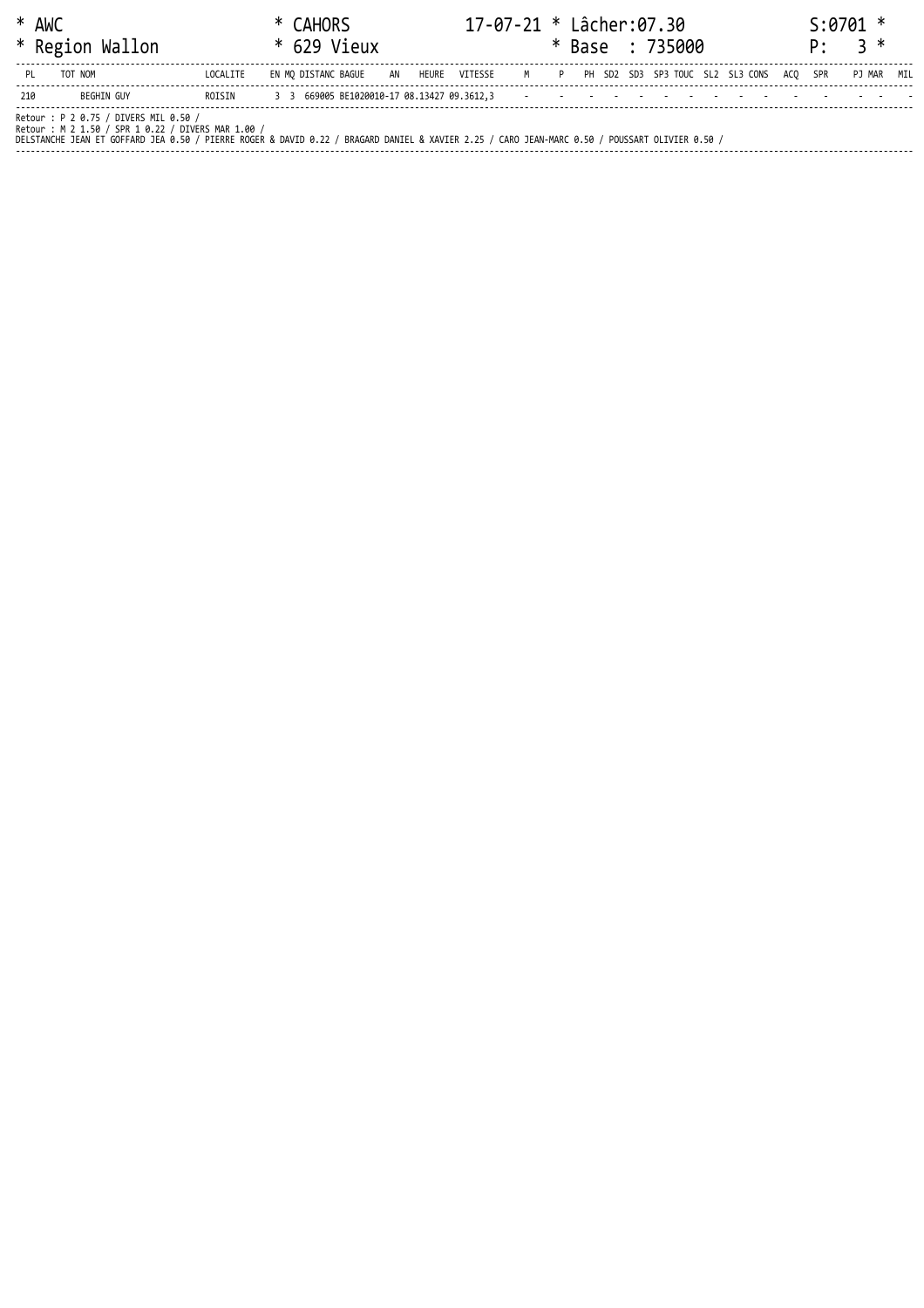| * AWC | * CAHORS | 17-07-21 * Lâcher:07.30 | S:0701 * |
|---|---|---|---|
| * Region Wallon | * 629 Vieux | * Base : 735000 | P: 3 * |

| PL | TOT | NOM | LOCALITE | EN | MQ | DISTANC | BAGUE | AN | HEURE | VITESSE | M | P | PH | SD2 | SD3 | SP3 | TOUC | SL2 | SL3 | CONS | ACQ | SPR | PJ | MAR | MIL |
|---|---|---|---|---|---|---|---|---|---|---|---|---|---|---|---|---|---|---|---|---|---|---|---|---|---|
| 210 | | BEGHIN GUY | ROISIN | 3 | 3 | 669005 | BE1020010 | -17 | 08.13427 | 09.3612,3 | - | - | - | - | - | - | - | - | - | - | - | - | - | - | - |

Retour : P 2 0.75 / DIVERS MIL 0.50 /
Retour : M 2 1.50 / SPR 1 0.22 / DIVERS MAR 1.00 /
DELSTANCHE JEAN ET GOFFARD JEA 0.50 / PIERRE ROGER & DAVID 0.22 / BRAGARD DANIEL & XAVIER 2.25 / CARO JEAN-MARC 0.50 / POUSSART OLIVIER 0.50 /